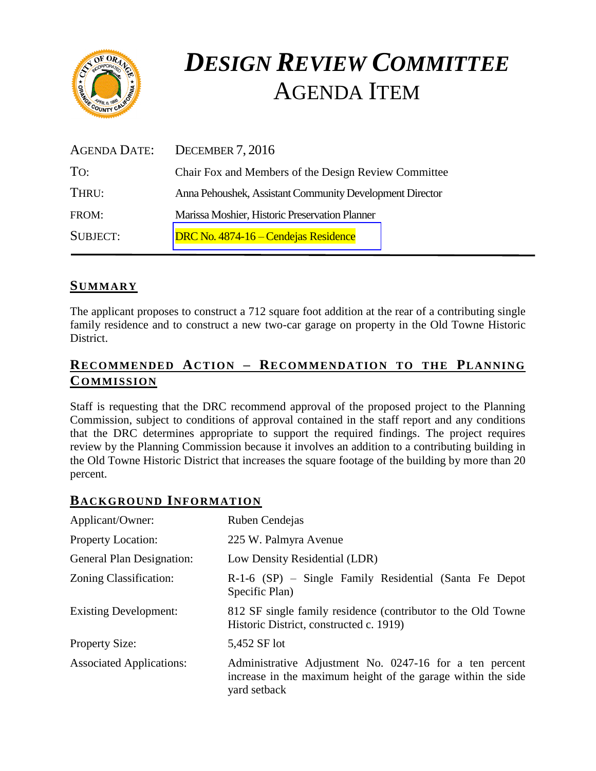# *DESIGN REVIEW COMMITTEE*
# AGENDA ITEM

| | |
|---|---|
| AGENDA DATE: | DECEMBER 7, 2016 |
| TO: | Chair Fox and Members of the Design Review Committee |
| THRU: | Anna Pehoushek, Assistant Community Development Director |
| FROM: | Marissa Moshier, Historic Preservation Planner |
| SUBJECT: | DRC No. 4874-16 – Cendejas Residence |

## SUMMARY

The applicant proposes to construct a 712 square foot addition at the rear of a contributing single family residence and to construct a new two-car garage on property in the Old Towne Historic District.

## RECOMMENDED ACTION – RECOMMENDATION TO THE PLANNING COMMISSION

Staff is requesting that the DRC recommend approval of the proposed project to the Planning Commission, subject to conditions of approval contained in the staff report and any conditions that the DRC determines appropriate to support the required findings. The project requires review by the Planning Commission because it involves an addition to a contributing building in the Old Towne Historic District that increases the square footage of the building by more than 20 percent.

## BACKGROUND INFORMATION

| | |
|---|---|
| Applicant/Owner: | Ruben Cendejas |
| Property Location: | 225 W. Palmyra Avenue |
| General Plan Designation: | Low Density Residential (LDR) |
| Zoning Classification: | R-1-6 (SP) – Single Family Residential (Santa Fe Depot Specific Plan) |
| Existing Development: | 812 SF single family residence (contributor to the Old Towne Historic District, constructed c. 1919) |
| Property Size: | 5,452 SF lot |
| Associated Applications: | Administrative Adjustment No. 0247-16 for a ten percent increase in the maximum height of the garage within the side yard setback |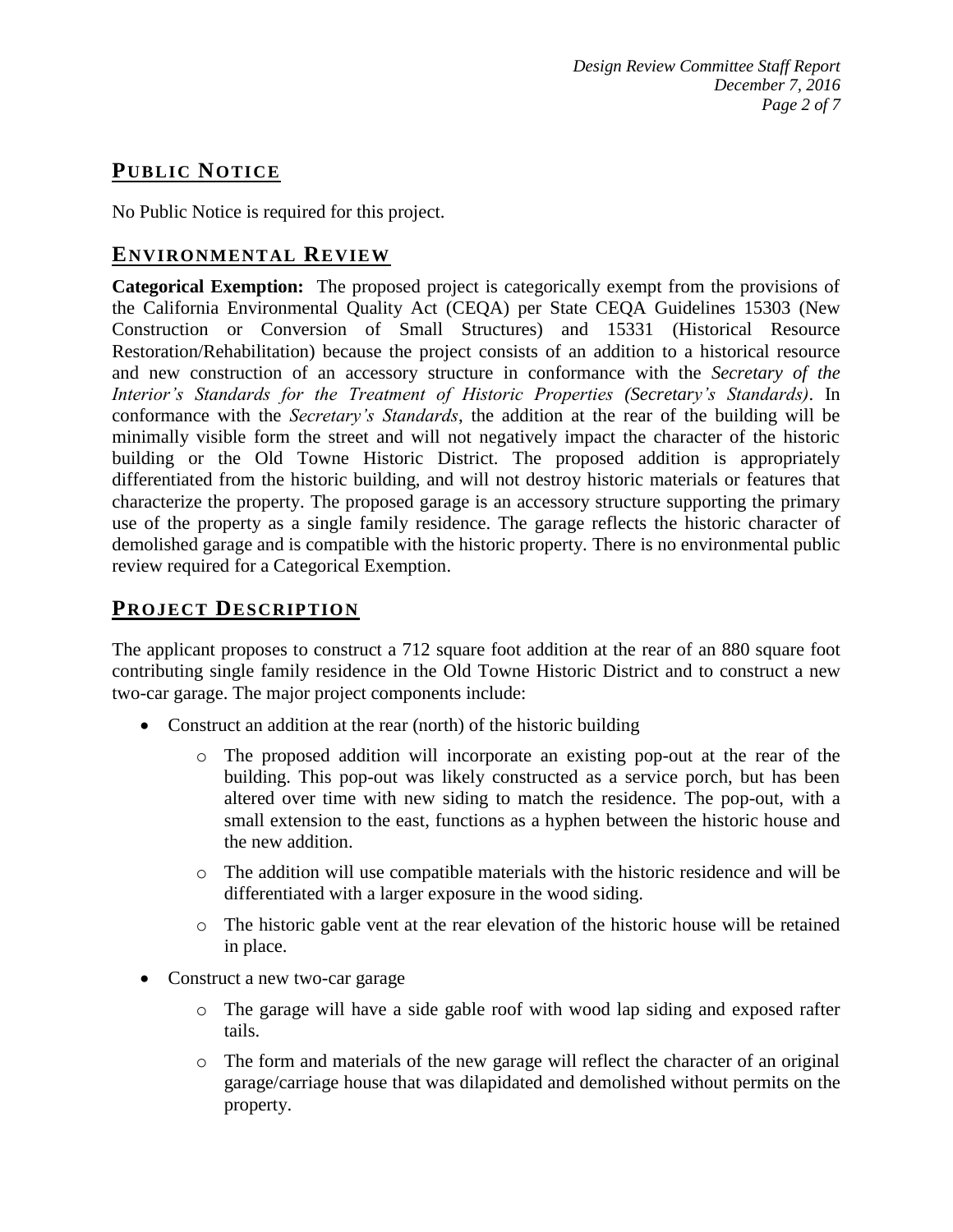## PUBLIC NOTICE

No Public Notice is required for this project.

## ENVIRONMENTAL REVIEW

**Categorical Exemption:** The proposed project is categorically exempt from the provisions of the California Environmental Quality Act (CEQA) per State CEQA Guidelines 15303 (New Construction or Conversion of Small Structures) and 15331 (Historical Resource Restoration/Rehabilitation) because the project consists of an addition to a historical resource and new construction of an accessory structure in conformance with the *Secretary of the Interior's Standards for the Treatment of Historic Properties (Secretary's Standards)*. In conformance with the *Secretary's Standards*, the addition at the rear of the building will be minimally visible form the street and will not negatively impact the character of the historic building or the Old Towne Historic District. The proposed addition is appropriately differentiated from the historic building, and will not destroy historic materials or features that characterize the property. The proposed garage is an accessory structure supporting the primary use of the property as a single family residence. The garage reflects the historic character of demolished garage and is compatible with the historic property. There is no environmental public review required for a Categorical Exemption.

## PROJECT DESCRIPTION

The applicant proposes to construct a 712 square foot addition at the rear of an 880 square foot contributing single family residence in the Old Towne Historic District and to construct a new two-car garage. The major project components include:

- Construct an addition at the rear (north) of the historic building
  - The proposed addition will incorporate an existing pop-out at the rear of the building. This pop-out was likely constructed as a service porch, but has been altered over time with new siding to match the residence. The pop-out, with a small extension to the east, functions as a hyphen between the historic house and the new addition.
  - The addition will use compatible materials with the historic residence and will be differentiated with a larger exposure in the wood siding.
  - The historic gable vent at the rear elevation of the historic house will be retained in place.
- Construct a new two-car garage
  - The garage will have a side gable roof with wood lap siding and exposed rafter tails.
  - The form and materials of the new garage will reflect the character of an original garage/carriage house that was dilapidated and demolished without permits on the property.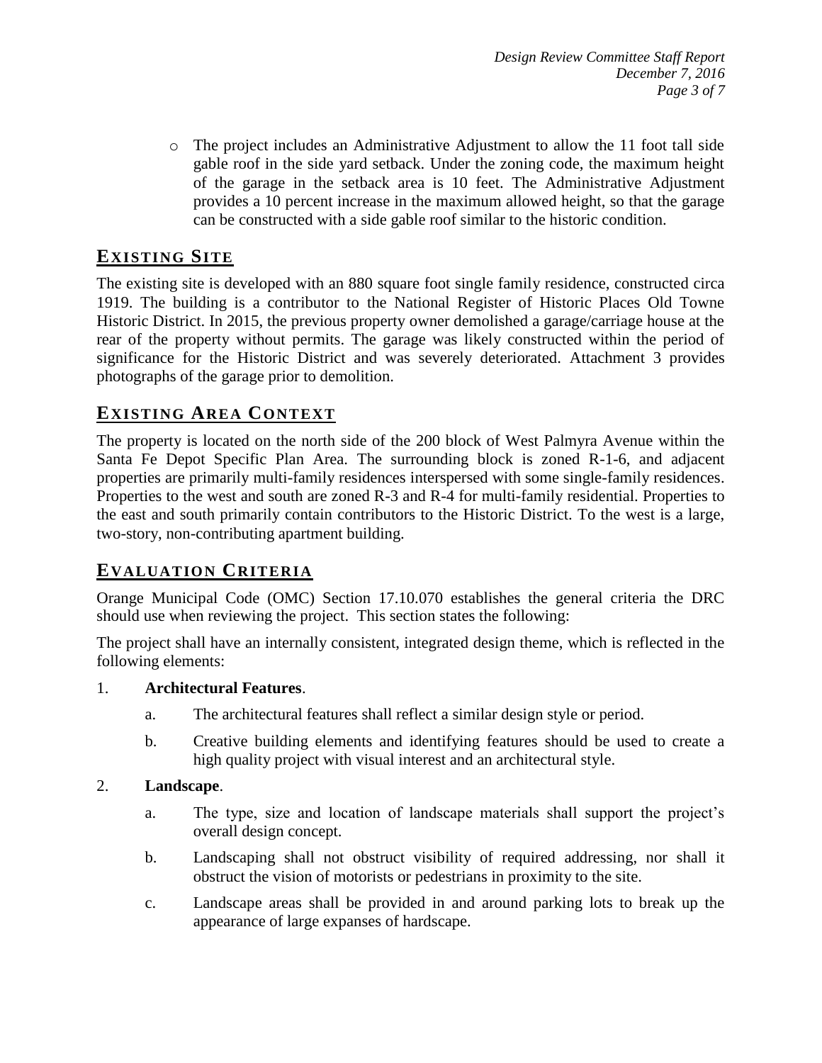- The project includes an Administrative Adjustment to allow the 11 foot tall side gable roof in the side yard setback. Under the zoning code, the maximum height of the garage in the setback area is 10 feet. The Administrative Adjustment provides a 10 percent increase in the maximum allowed height, so that the garage can be constructed with a side gable roof similar to the historic condition.

## EXISTING SITE

The existing site is developed with an 880 square foot single family residence, constructed circa 1919. The building is a contributor to the National Register of Historic Places Old Towne Historic District. In 2015, the previous property owner demolished a garage/carriage house at the rear of the property without permits. The garage was likely constructed within the period of significance for the Historic District and was severely deteriorated. Attachment 3 provides photographs of the garage prior to demolition.

## EXISTING AREA CONTEXT

The property is located on the north side of the 200 block of West Palmyra Avenue within the Santa Fe Depot Specific Plan Area. The surrounding block is zoned R-1-6, and adjacent properties are primarily multi-family residences interspersed with some single-family residences. Properties to the west and south are zoned R-3 and R-4 for multi-family residential. Properties to the east and south primarily contain contributors to the Historic District. To the west is a large, two-story, non-contributing apartment building.

## EVALUATION CRITERIA

Orange Municipal Code (OMC) Section 17.10.070 establishes the general criteria the DRC should use when reviewing the project. This section states the following:

The project shall have an internally consistent, integrated design theme, which is reflected in the following elements:

1. **Architectural Features**.
   a. The architectural features shall reflect a similar design style or period.
   b. Creative building elements and identifying features should be used to create a high quality project with visual interest and an architectural style.

2. **Landscape**.
   a. The type, size and location of landscape materials shall support the project's overall design concept.
   b. Landscaping shall not obstruct visibility of required addressing, nor shall it obstruct the vision of motorists or pedestrians in proximity to the site.
   c. Landscape areas shall be provided in and around parking lots to break up the appearance of large expanses of hardscape.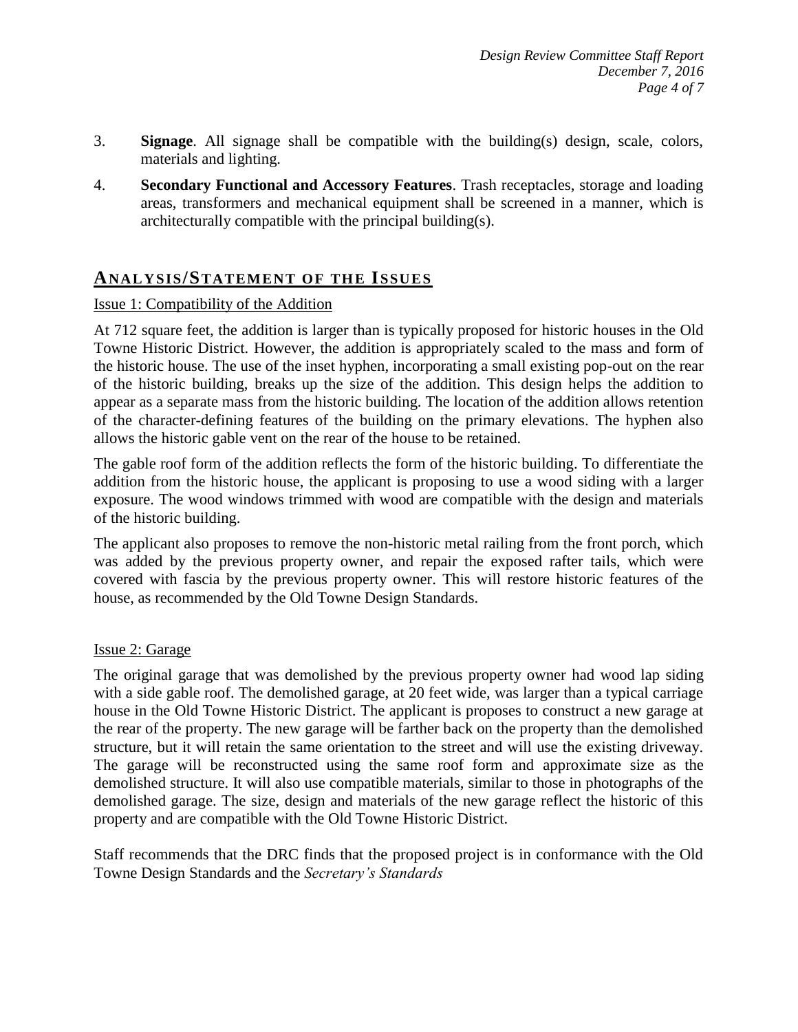3. **Signage**. All signage shall be compatible with the building(s) design, scale, colors, materials and lighting.
4. **Secondary Functional and Accessory Features**. Trash receptacles, storage and loading areas, transformers and mechanical equipment shall be screened in a manner, which is architecturally compatible with the principal building(s).

## ANALYSIS/STATEMENT OF THE ISSUES

Issue 1: Compatibility of the Addition

At 712 square feet, the addition is larger than is typically proposed for historic houses in the Old Towne Historic District. However, the addition is appropriately scaled to the mass and form of the historic house. The use of the inset hyphen, incorporating a small existing pop-out on the rear of the historic building, breaks up the size of the addition. This design helps the addition to appear as a separate mass from the historic building. The location of the addition allows retention of the character-defining features of the building on the primary elevations. The hyphen also allows the historic gable vent on the rear of the house to be retained.

The gable roof form of the addition reflects the form of the historic building. To differentiate the addition from the historic house, the applicant is proposing to use a wood siding with a larger exposure. The wood windows trimmed with wood are compatible with the design and materials of the historic building.

The applicant also proposes to remove the non-historic metal railing from the front porch, which was added by the previous property owner, and repair the exposed rafter tails, which were covered with fascia by the previous property owner. This will restore historic features of the house, as recommended by the Old Towne Design Standards.

Issue 2: Garage

The original garage that was demolished by the previous property owner had wood lap siding with a side gable roof. The demolished garage, at 20 feet wide, was larger than a typical carriage house in the Old Towne Historic District. The applicant is proposes to construct a new garage at the rear of the property. The new garage will be farther back on the property than the demolished structure, but it will retain the same orientation to the street and will use the existing driveway. The garage will be reconstructed using the same roof form and approximate size as the demolished structure. It will also use compatible materials, similar to those in photographs of the demolished garage. The size, design and materials of the new garage reflect the historic of this property and are compatible with the Old Towne Historic District.

Staff recommends that the DRC finds that the proposed project is in conformance with the Old Towne Design Standards and the *Secretary's Standards*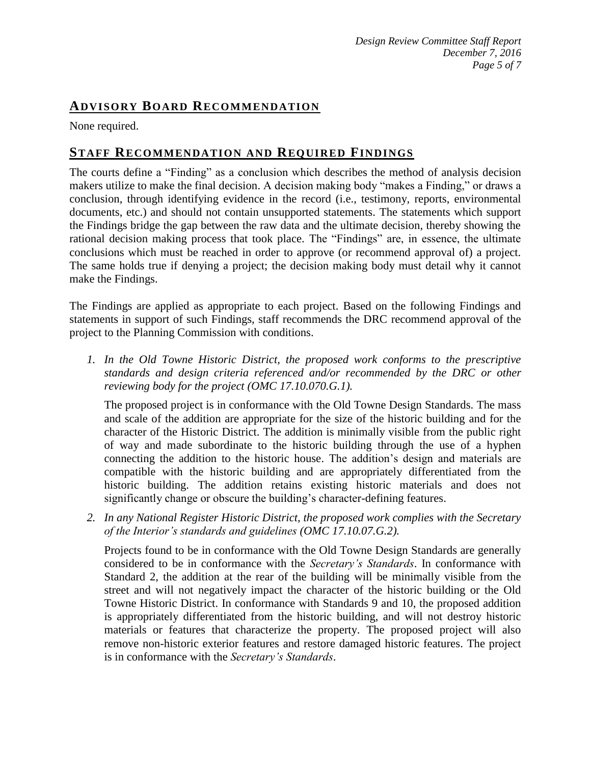## ADVISORY BOARD RECOMMENDATION

None required.

## STAFF RECOMMENDATION AND REQUIRED FINDINGS

The courts define a "Finding" as a conclusion which describes the method of analysis decision makers utilize to make the final decision. A decision making body "makes a Finding," or draws a conclusion, through identifying evidence in the record (i.e., testimony, reports, environmental documents, etc.) and should not contain unsupported statements. The statements which support the Findings bridge the gap between the raw data and the ultimate decision, thereby showing the rational decision making process that took place. The "Findings" are, in essence, the ultimate conclusions which must be reached in order to approve (or recommend approval of) a project. The same holds true if denying a project; the decision making body must detail why it cannot make the Findings.

The Findings are applied as appropriate to each project. Based on the following Findings and statements in support of such Findings, staff recommends the DRC recommend approval of the project to the Planning Commission with conditions.

1. *In the Old Towne Historic District, the proposed work conforms to the prescriptive standards and design criteria referenced and/or recommended by the DRC or other reviewing body for the project (OMC 17.10.070.G.1).*

   The proposed project is in conformance with the Old Towne Design Standards. The mass and scale of the addition are appropriate for the size of the historic building and for the character of the Historic District. The addition is minimally visible from the public right of way and made subordinate to the historic building through the use of a hyphen connecting the addition to the historic house. The addition's design and materials are compatible with the historic building and are appropriately differentiated from the historic building. The addition retains existing historic materials and does not significantly change or obscure the building's character-defining features.

2. *In any National Register Historic District, the proposed work complies with the Secretary of the Interior's standards and guidelines (OMC 17.10.07.G.2).*

   Projects found to be in conformance with the Old Towne Design Standards are generally considered to be in conformance with the *Secretary's Standards*. In conformance with Standard 2, the addition at the rear of the building will be minimally visible from the street and will not negatively impact the character of the historic building or the Old Towne Historic District. In conformance with Standards 9 and 10, the proposed addition is appropriately differentiated from the historic building, and will not destroy historic materials or features that characterize the property. The proposed project will also remove non-historic exterior features and restore damaged historic features. The project is in conformance with the *Secretary's Standards*.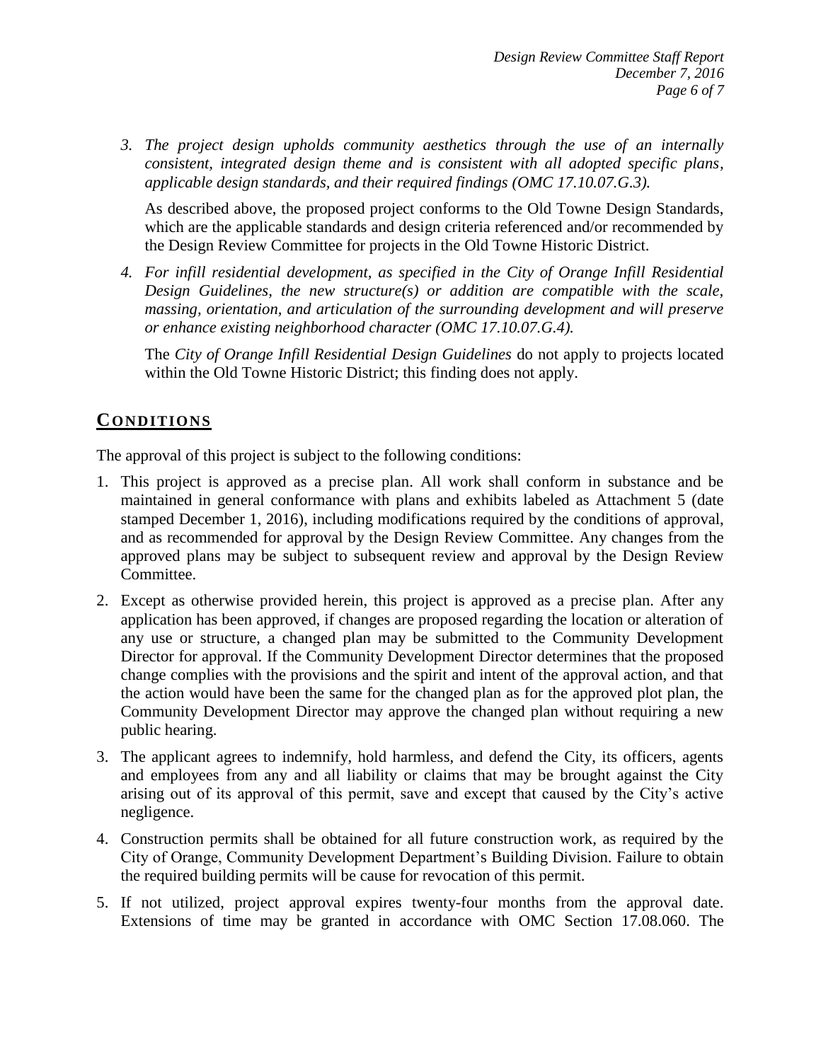*3. The project design upholds community aesthetics through the use of an internally consistent, integrated design theme and is consistent with all adopted specific plans, applicable design standards, and their required findings (OMC 17.10.07.G.3).*

As described above, the proposed project conforms to the Old Towne Design Standards, which are the applicable standards and design criteria referenced and/or recommended by the Design Review Committee for projects in the Old Towne Historic District.

*4. For infill residential development, as specified in the City of Orange Infill Residential Design Guidelines, the new structure(s) or addition are compatible with the scale, massing, orientation, and articulation of the surrounding development and will preserve or enhance existing neighborhood character (OMC 17.10.07.G.4).*

The *City of Orange Infill Residential Design Guidelines* do not apply to projects located within the Old Towne Historic District; this finding does not apply.

## CONDITIONS

The approval of this project is subject to the following conditions:

1. This project is approved as a precise plan. All work shall conform in substance and be maintained in general conformance with plans and exhibits labeled as Attachment 5 (date stamped December 1, 2016), including modifications required by the conditions of approval, and as recommended for approval by the Design Review Committee. Any changes from the approved plans may be subject to subsequent review and approval by the Design Review Committee.
2. Except as otherwise provided herein, this project is approved as a precise plan. After any application has been approved, if changes are proposed regarding the location or alteration of any use or structure, a changed plan may be submitted to the Community Development Director for approval. If the Community Development Director determines that the proposed change complies with the provisions and the spirit and intent of the approval action, and that the action would have been the same for the changed plan as for the approved plot plan, the Community Development Director may approve the changed plan without requiring a new public hearing.
3. The applicant agrees to indemnify, hold harmless, and defend the City, its officers, agents and employees from any and all liability or claims that may be brought against the City arising out of its approval of this permit, save and except that caused by the City's active negligence.
4. Construction permits shall be obtained for all future construction work, as required by the City of Orange, Community Development Department's Building Division. Failure to obtain the required building permits will be cause for revocation of this permit.
5. If not utilized, project approval expires twenty-four months from the approval date. Extensions of time may be granted in accordance with OMC Section 17.08.060. The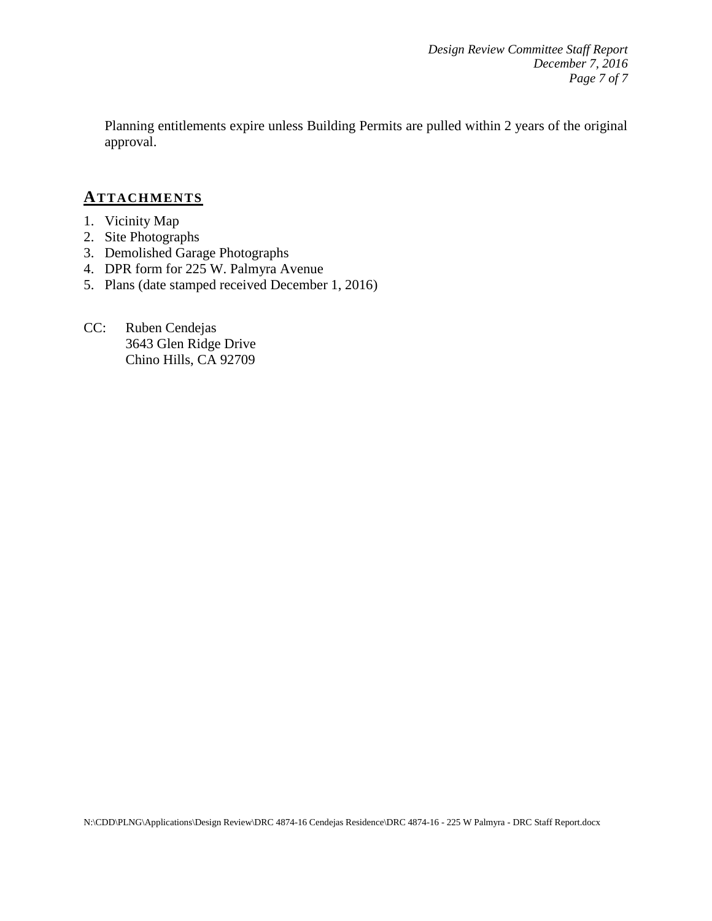Planning entitlements expire unless Building Permits are pulled within 2 years of the original approval.

## ATTACHMENTS

1. Vicinity Map
2. Site Photographs
3. Demolished Garage Photographs
4. DPR form for 225 W. Palmyra Avenue
5. Plans (date stamped received December 1, 2016)

CC: Ruben Cendejas
3643 Glen Ridge Drive
Chino Hills, CA 92709